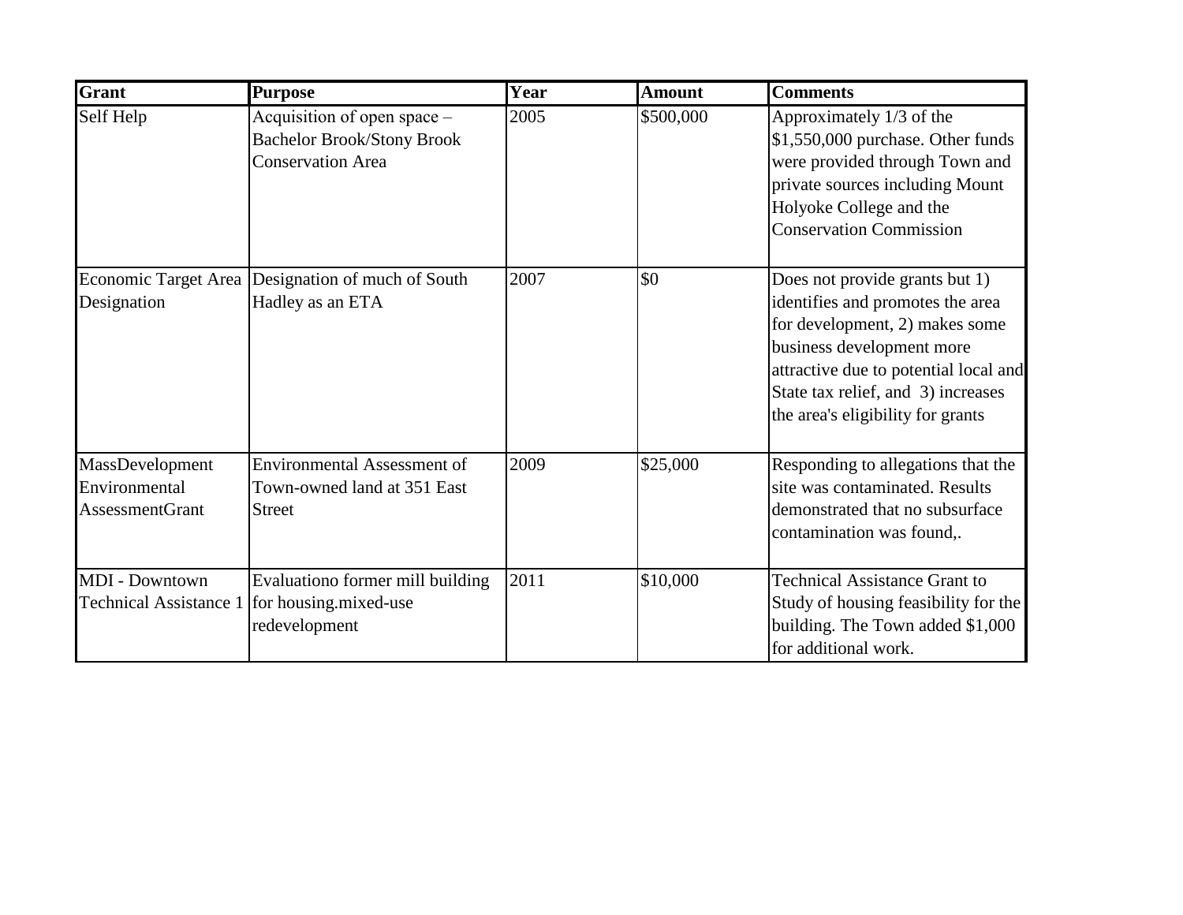| Grant | Purpose | Year | Amount | Comments |
| --- | --- | --- | --- | --- |
| Self Help | Acquisition of open space – Bachelor Brook/Stony Brook Conservation Area | 2005 | $500,000 | Approximately 1/3 of the $1,550,000 purchase. Other funds were provided through Town and private sources including Mount Holyoke College and the Conservation Commission |
| Economic Target Area Designation | Designation of much of South Hadley as an ETA | 2007 | $0 | Does not provide grants but 1) identifies and promotes the area for development, 2) makes some business development more attractive due to potential local and State tax relief, and 3) increases the area's eligibility for grants |
| MassDevelopment Environmental AssessmentGrant | Environmental Assessment of Town-owned land at 351 East Street | 2009 | $25,000 | Responding to allegations that the site was contaminated. Results demonstrated that no subsurface contamination was found,. |
| MDI - Downtown Technical Assistance 1 | Evaluationo former mill building for housing.mixed-use redevelopment | 2011 | $10,000 | Technical Assistance Grant to Study of housing feasibility for the building. The Town added $1,000 for additional work. |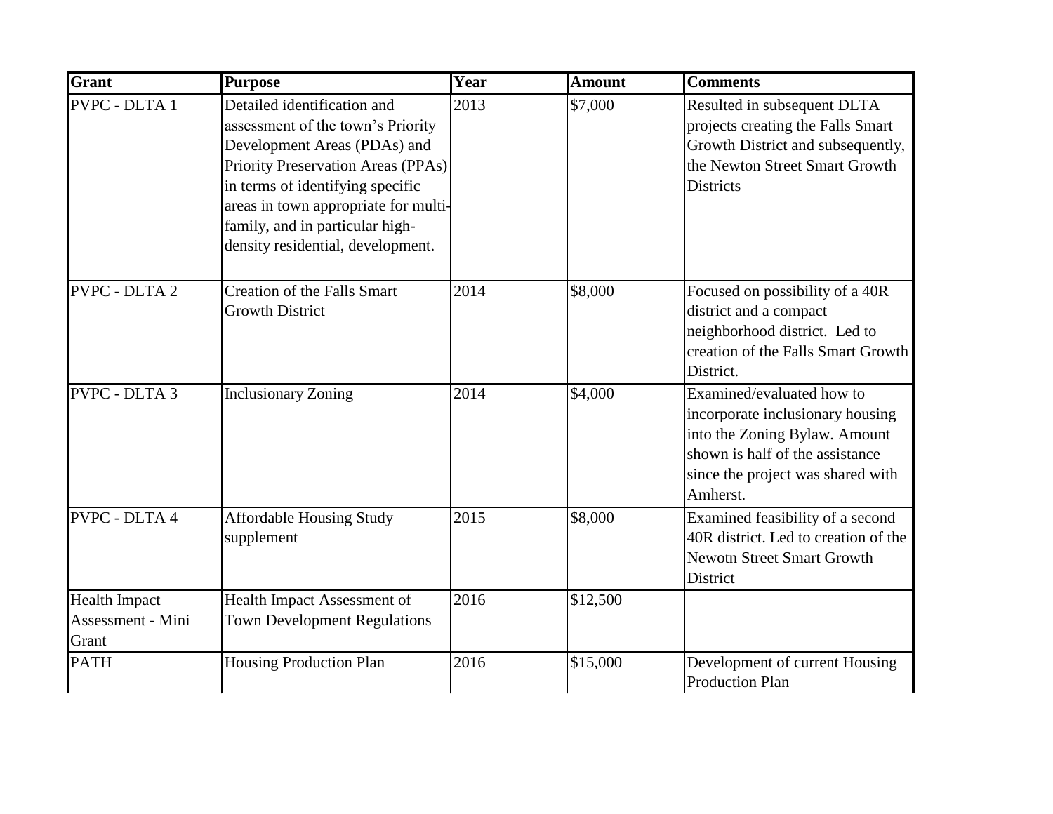| Grant | Purpose | Year | Amount | Comments |
| --- | --- | --- | --- | --- |
| PVPC - DLTA 1 | Detailed identification and assessment of the town's Priority Development Areas (PDAs) and Priority Preservation Areas (PPAs) in terms of identifying specific areas in town appropriate for multi-family, and in particular high-density residential, development. | 2013 | \$7,000 | Resulted in subsequent DLTA projects creating the Falls Smart Growth District and subsequently, the Newton Street Smart Growth Districts |
| PVPC - DLTA 2 | Creation of the Falls Smart Growth District | 2014 | \$8,000 | Focused on possibility of a 40R district and a compact neighborhood district. Led to creation of the Falls Smart Growth District. |
| PVPC - DLTA 3 | Inclusionary Zoning | 2014 | \$4,000 | Examined/evaluated how to incorporate inclusionary housing into the Zoning Bylaw. Amount shown is half of the assistance since the project was shared with Amherst. |
| PVPC - DLTA 4 | Affordable Housing Study supplement | 2015 | \$8,000 | Examined feasibility of a second 40R district. Led to creation of the Newotn Street Smart Growth District |
| Health Impact Assessment - Mini Grant | Health Impact Assessment of Town Development Regulations | 2016 | \$12,500 | |
| PATH | Housing Production Plan | 2016 | \$15,000 | Development of current Housing Production Plan |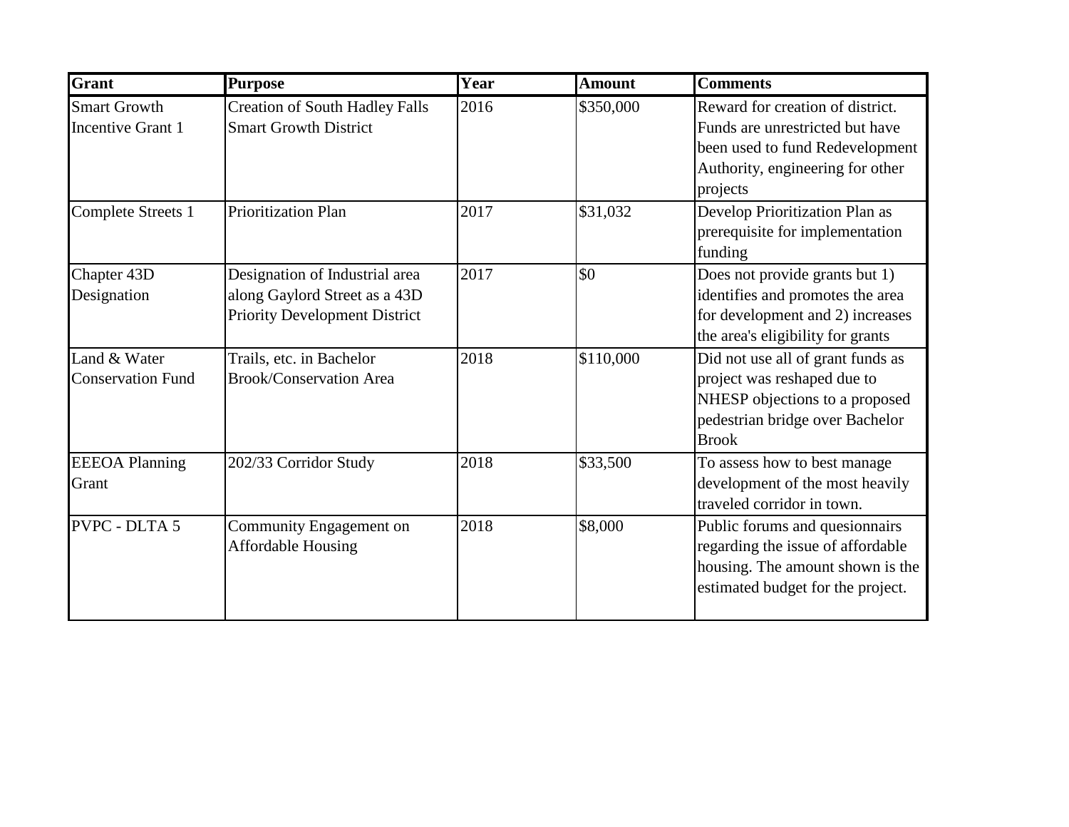| Grant | Purpose | Year | Amount | Comments |
| --- | --- | --- | --- | --- |
| Smart Growth Incentive Grant 1 | Creation of South Hadley Falls Smart Growth District | 2016 | $350,000 | Reward for creation of district. Funds are unrestricted but have been used to fund Redevelopment Authority, engineering for other projects |
| Complete Streets 1 | Prioritization Plan | 2017 | $31,032 | Develop Prioritization Plan as prerequisite for implementation funding |
| Chapter 43D Designation | Designation of Industrial area along Gaylord Street as a 43D Priority Development District | 2017 | $0 | Does not provide grants but 1) identifies and promotes the area for development and 2) increases the area's eligibility for grants |
| Land & Water Conservation Fund | Trails, etc. in Bachelor Brook/Conservation Area | 2018 | $110,000 | Did not use all of grant funds as project was reshaped due to NHESP objections to a proposed pedestrian bridge over Bachelor Brook |
| EEEOA Planning Grant | 202/33 Corridor Study | 2018 | $33,500 | To assess how to best manage development of the most heavily traveled corridor in town. |
| PVPC - DLTA 5 | Community Engagement on Affordable Housing | 2018 | $8,000 | Public forums and quesionnairs regarding the issue of affordable housing. The amount shown is the estimated budget for the project. |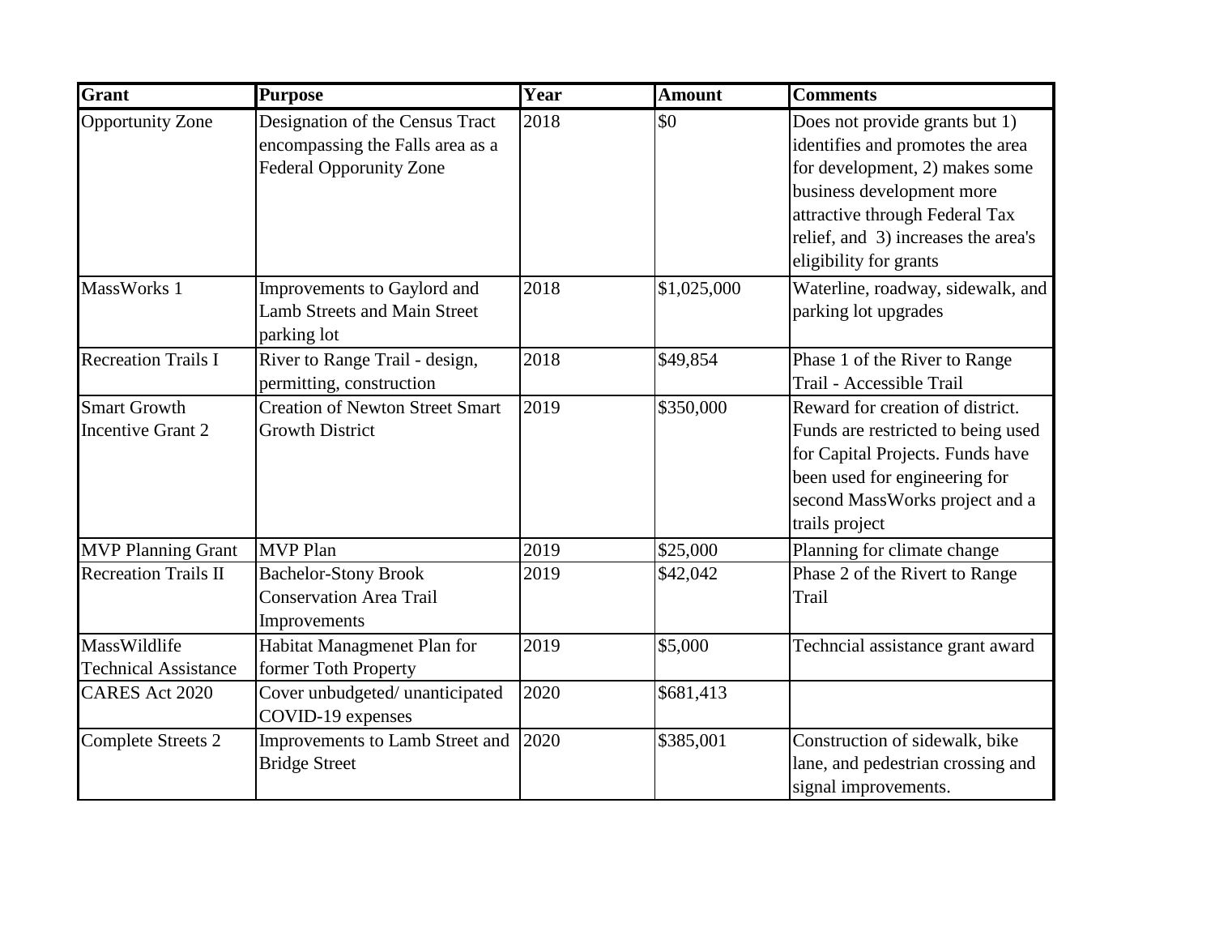| Grant | Purpose | Year | Amount | Comments |
| --- | --- | --- | --- | --- |
| Opportunity Zone | Designation of the Census Tract encompassing the Falls area as a Federal Opporunity Zone | 2018 | $0 | Does not provide grants but 1) identifies and promotes the area for development, 2) makes some business development more attractive through Federal Tax relief, and 3) increases the area's eligibility for grants |
| MassWorks 1 | Improvements to Gaylord and Lamb Streets and Main Street parking lot | 2018 | $1,025,000 | Waterline, roadway, sidewalk, and parking lot upgrades |
| Recreation Trails I | River to Range Trail - design, permitting, construction | 2018 | $49,854 | Phase 1 of the River to Range Trail - Accessible Trail |
| Smart Growth Incentive Grant 2 | Creation of Newton Street Smart Growth District | 2019 | $350,000 | Reward for creation of district. Funds are restricted to being used for Capital Projects. Funds have been used for engineering for second MassWorks project and a trails project |
| MVP Planning Grant | MVP Plan | 2019 | $25,000 | Planning for climate change |
| Recreation Trails II | Bachelor-Stony Brook Conservation Area Trail Improvements | 2019 | $42,042 | Phase 2 of the Rivert to Range Trail |
| MassWildlife Technical Assistance | Habitat Managmenet Plan for former Toth Property | 2019 | $5,000 | Techncial assistance grant award |
| CARES Act 2020 | Cover unbudgeted/ unanticipated COVID-19 expenses | 2020 | $681,413 | |
| Complete Streets 2 | Improvements to Lamb Street and Bridge Street | 2020 | $385,001 | Construction of sidewalk, bike lane, and pedestrian crossing and signal improvements. |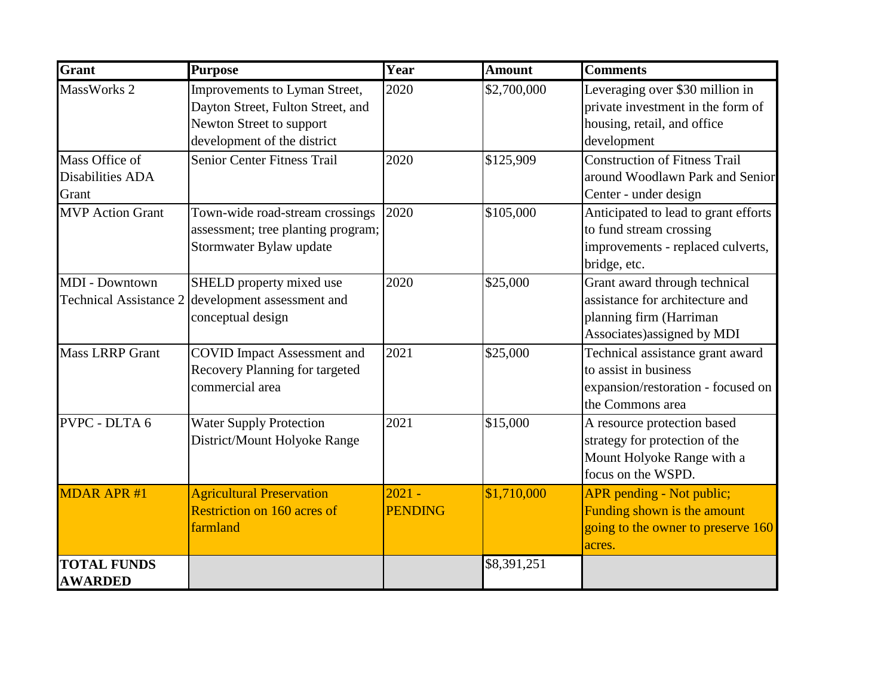| Grant | Purpose | Year | Amount | Comments |
| --- | --- | --- | --- | --- |
| MassWorks 2 | Improvements to Lyman Street, Dayton Street, Fulton Street, and Newton Street to support development of the district | 2020 | $2,700,000 | Leveraging over $30 million in private investment in the form of housing, retail, and office development |
| Mass Office of Disabilities ADA Grant | Senior Center Fitness Trail | 2020 | $125,909 | Construction of Fitness Trail around Woodlawn Park and Senior Center - under design |
| MVP Action Grant | Town-wide road-stream crossings assessment; tree planting program; Stormwater Bylaw update | 2020 | $105,000 | Anticipated to lead to grant efforts to fund stream crossing improvements - replaced culverts, bridge, etc. |
| MDI - Downtown Technical Assistance 2 | SHELD property mixed use development assessment and conceptual design | 2020 | $25,000 | Grant award through technical assistance for architecture and planning firm (Harriman Associates)assigned by MDI |
| Mass LRRP Grant | COVID Impact Assessment and Recovery Planning for targeted commercial area | 2021 | $25,000 | Technical assistance grant award to assist in business expansion/restoration - focused on the Commons area |
| PVPC - DLTA 6 | Water Supply Protection District/Mount Holyoke Range | 2021 | $15,000 | A resource protection based strategy for protection of the Mount Holyoke Range with a focus on the WSPD. |
| MDAR APR #1 | Agricultural Preservation Restriction on 160 acres of farmland | 2021 - PENDING | $1,710,000 | APR pending - Not public; Funding shown is the amount going to the owner to preserve 160 acres. |
| **TOTAL FUNDS AWARDED** | | | $8,391,251 | |